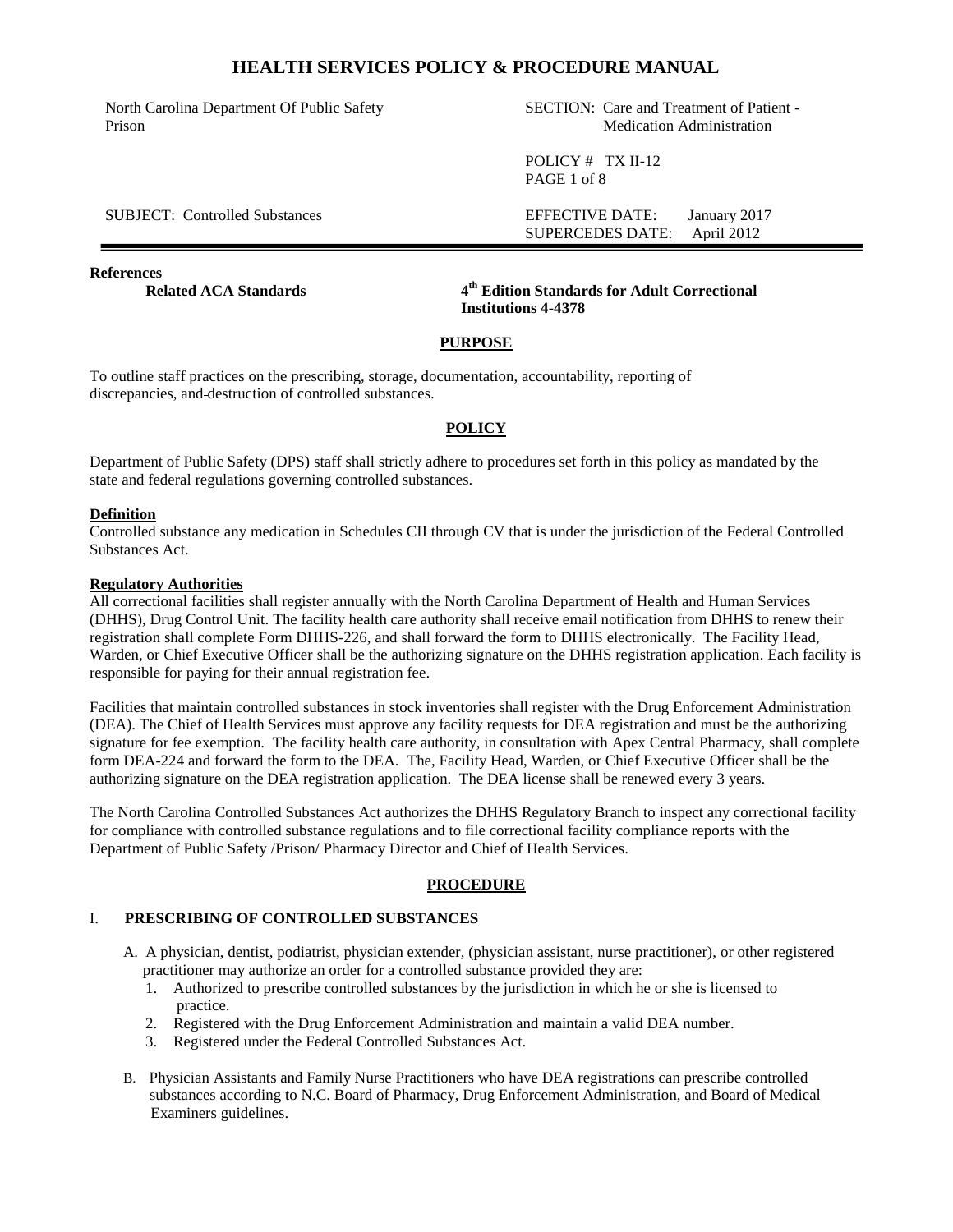# HEALTH SERVICES POLICY & PROCEDURE MANUAL

| | |
|---|---|
| North Carolina Department Of Public Safety Prison | SECTION: Care and Treatment of Patient - Medication Administration |
| | POLICY # TX II-12 |
| SUBJECT: Controlled Substances | EFFECTIVE DATE: January 2017 |
| | SUPERCEDES DATE: April 2012 |

**References**

**Related ACA Standards** — **4th Edition Standards for Adult Correctional Institutions 4-4378**

## PURPOSE

To outline staff practices on the prescribing, storage, documentation, accountability, reporting of discrepancies, and destruction of controlled substances.

## POLICY

Department of Public Safety (DPS) staff shall strictly adhere to procedures set forth in this policy as mandated by the state and federal regulations governing controlled substances.

**Definition**

Controlled substance any medication in Schedules CII through CV that is under the jurisdiction of the Federal Controlled Substances Act.

**Regulatory Authorities**

All correctional facilities shall register annually with the North Carolina Department of Health and Human Services (DHHS), Drug Control Unit. The facility health care authority shall receive email notification from DHHS to renew their registration shall complete Form DHHS-226, and shall forward the form to DHHS electronically. The Facility Head, Warden, or Chief Executive Officer shall be the authorizing signature on the DHHS registration application. Each facility is responsible for paying for their annual registration fee.

Facilities that maintain controlled substances in stock inventories shall register with the Drug Enforcement Administration (DEA). The Chief of Health Services must approve any facility requests for DEA registration and must be the authorizing signature for fee exemption. The facility health care authority, in consultation with Apex Central Pharmacy, shall complete form DEA-224 and forward the form to the DEA. The, Facility Head, Warden, or Chief Executive Officer shall be the authorizing signature on the DEA registration application. The DEA license shall be renewed every 3 years.

The North Carolina Controlled Substances Act authorizes the DHHS Regulatory Branch to inspect any correctional facility for compliance with controlled substance regulations and to file correctional facility compliance reports with the Department of Public Safety /Prison/ Pharmacy Director and Chief of Health Services.

## PROCEDURE

### I. PRESCRIBING OF CONTROLLED SUBSTANCES

A. A physician, dentist, podiatrist, physician extender, (physician assistant, nurse practitioner), or other registered practitioner may authorize an order for a controlled substance provided they are:

1. Authorized to prescribe controlled substances by the jurisdiction in which he or she is licensed to practice.
2. Registered with the Drug Enforcement Administration and maintain a valid DEA number.
3. Registered under the Federal Controlled Substances Act.

B. Physician Assistants and Family Nurse Practitioners who have DEA registrations can prescribe controlled substances according to N.C. Board of Pharmacy, Drug Enforcement Administration, and Board of Medical Examiners guidelines.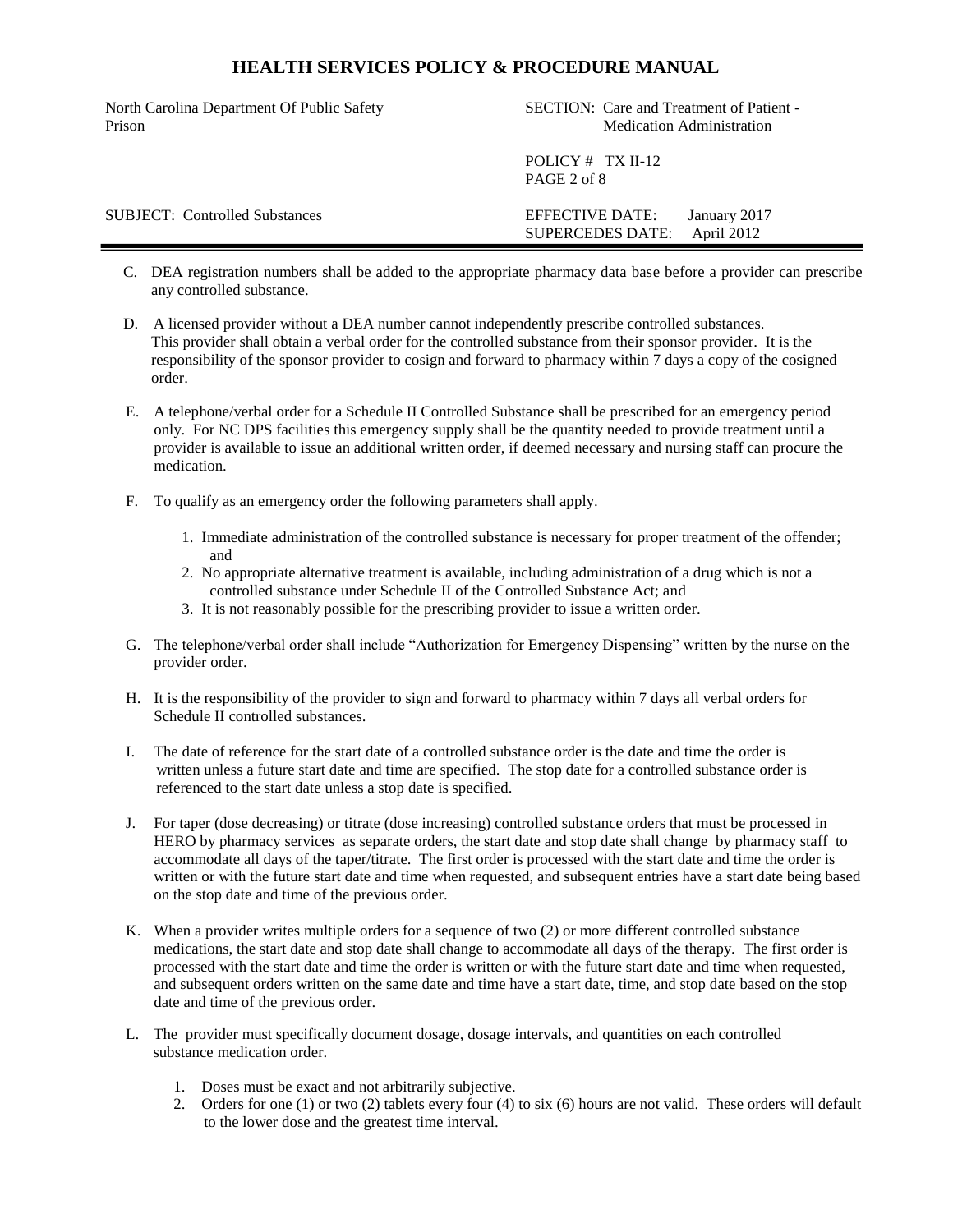C. DEA registration numbers shall be added to the appropriate pharmacy data base before a provider can prescribe any controlled substance.

D. A licensed provider without a DEA number cannot independently prescribe controlled substances. This provider shall obtain a verbal order for the controlled substance from their sponsor provider. It is the responsibility of the sponsor provider to cosign and forward to pharmacy within 7 days a copy of the cosigned order.

E. A telephone/verbal order for a Schedule II Controlled Substance shall be prescribed for an emergency period only. For NC DPS facilities this emergency supply shall be the quantity needed to provide treatment until a provider is available to issue an additional written order, if deemed necessary and nursing staff can procure the medication.

F. To qualify as an emergency order the following parameters shall apply.

   1. Immediate administration of the controlled substance is necessary for proper treatment of the offender; and
   2. No appropriate alternative treatment is available, including administration of a drug which is not a controlled substance under Schedule II of the Controlled Substance Act; and
   3. It is not reasonably possible for the prescribing provider to issue a written order.

G. The telephone/verbal order shall include "Authorization for Emergency Dispensing" written by the nurse on the provider order.

H. It is the responsibility of the provider to sign and forward to pharmacy within 7 days all verbal orders for Schedule II controlled substances.

I. The date of reference for the start date of a controlled substance order is the date and time the order is written unless a future start date and time are specified. The stop date for a controlled substance order is referenced to the start date unless a stop date is specified.

J. For taper (dose decreasing) or titrate (dose increasing) controlled substance orders that must be processed in HERO by pharmacy services as separate orders, the start date and stop date shall change by pharmacy staff to accommodate all days of the taper/titrate. The first order is processed with the start date and time the order is written or with the future start date and time when requested, and subsequent entries have a start date being based on the stop date and time of the previous order.

K. When a provider writes multiple orders for a sequence of two (2) or more different controlled substance medications, the start date and stop date shall change to accommodate all days of the therapy. The first order is processed with the start date and time the order is written or with the future start date and time when requested, and subsequent orders written on the same date and time have a start date, time, and stop date based on the stop date and time of the previous order.

L. The provider must specifically document dosage, dosage intervals, and quantities on each controlled substance medication order.

   1. Doses must be exact and not arbitrarily subjective.
   2. Orders for one (1) or two (2) tablets every four (4) to six (6) hours are not valid. These orders will default to the lower dose and the greatest time interval.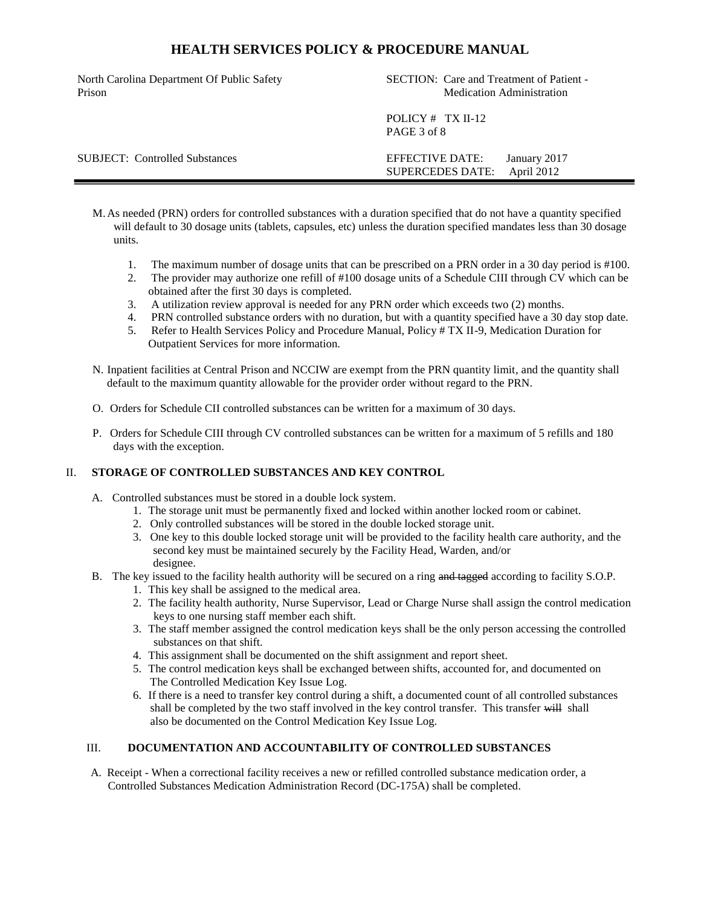M. As needed (PRN) orders for controlled substances with a duration specified that do not have a quantity specified will default to 30 dosage units (tablets, capsules, etc) unless the duration specified mandates less than 30 dosage units.

1. The maximum number of dosage units that can be prescribed on a PRN order in a 30 day period is #100.
2. The provider may authorize one refill of #100 dosage units of a Schedule CIII through CV which can be obtained after the first 30 days is completed.
3. A utilization review approval is needed for any PRN order which exceeds two (2) months.
4. PRN controlled substance orders with no duration, but with a quantity specified have a 30 day stop date.
5. Refer to Health Services Policy and Procedure Manual, Policy # TX II-9, Medication Duration for Outpatient Services for more information.

N. Inpatient facilities at Central Prison and NCCIW are exempt from the PRN quantity limit, and the quantity shall default to the maximum quantity allowable for the provider order without regard to the PRN.

O. Orders for Schedule CII controlled substances can be written for a maximum of 30 days.

P. Orders for Schedule CIII through CV controlled substances can be written for a maximum of 5 refills and 180 days with the exception.

## II. STORAGE OF CONTROLLED SUBSTANCES AND KEY CONTROL

A. Controlled substances must be stored in a double lock system.
   1. The storage unit must be permanently fixed and locked within another locked room or cabinet.
   2. Only controlled substances will be stored in the double locked storage unit.
   3. One key to this double locked storage unit will be provided to the facility health care authority, and the second key must be maintained securely by the Facility Head, Warden, and/or designee.

B. The key issued to the facility health authority will be secured on a ring ~~and tagged~~ according to facility S.O.P.
   1. This key shall be assigned to the medical area.
   2. The facility health authority, Nurse Supervisor, Lead or Charge Nurse shall assign the control medication keys to one nursing staff member each shift.
   3. The staff member assigned the control medication keys shall be the only person accessing the controlled substances on that shift.
   4. This assignment shall be documented on the shift assignment and report sheet.
   5. The control medication keys shall be exchanged between shifts, accounted for, and documented on The Controlled Medication Key Issue Log.
   6. If there is a need to transfer key control during a shift, a documented count of all controlled substances shall be completed by the two staff involved in the key control transfer. This transfer ~~will~~ shall also be documented on the Control Medication Key Issue Log.

## III. DOCUMENTATION AND ACCOUNTABILITY OF CONTROLLED SUBSTANCES

A. Receipt - When a correctional facility receives a new or refilled controlled substance medication order, a Controlled Substances Medication Administration Record (DC-175A) shall be completed.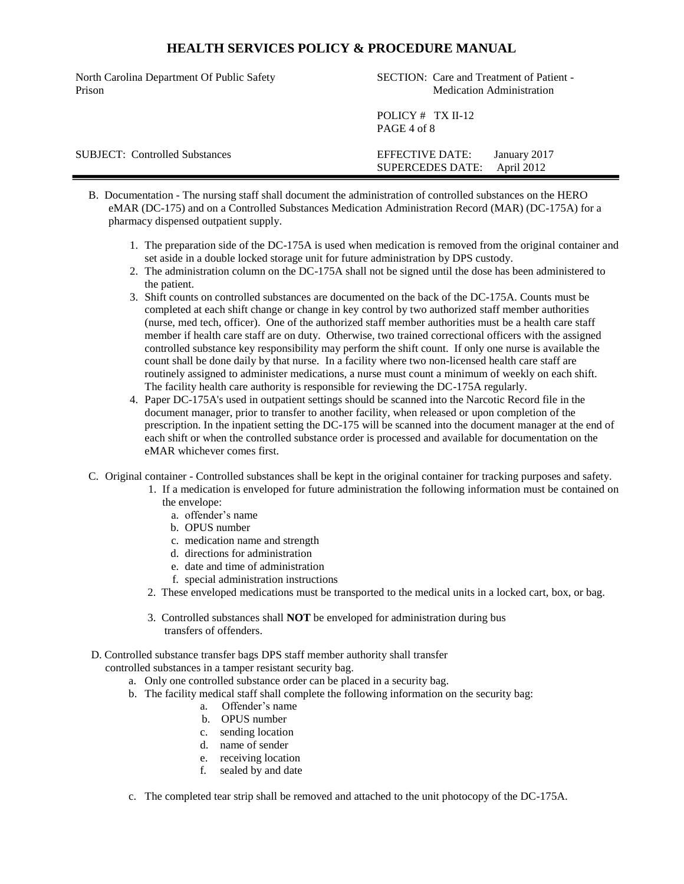B. Documentation - The nursing staff shall document the administration of controlled substances on the HERO eMAR (DC-175) and on a Controlled Substances Medication Administration Record (MAR) (DC-175A) for a pharmacy dispensed outpatient supply.

1. The preparation side of the DC-175A is used when medication is removed from the original container and set aside in a double locked storage unit for future administration by DPS custody.
2. The administration column on the DC-175A shall not be signed until the dose has been administered to the patient.
3. Shift counts on controlled substances are documented on the back of the DC-175A. Counts must be completed at each shift change or change in key control by two authorized staff member authorities (nurse, med tech, officer). One of the authorized staff member authorities must be a health care staff member if health care staff are on duty. Otherwise, two trained correctional officers with the assigned controlled substance key responsibility may perform the shift count. If only one nurse is available the count shall be done daily by that nurse. In a facility where two non-licensed health care staff are routinely assigned to administer medications, a nurse must count a minimum of weekly on each shift. The facility health care authority is responsible for reviewing the DC-175A regularly.
4. Paper DC-175A's used in outpatient settings should be scanned into the Narcotic Record file in the document manager, prior to transfer to another facility, when released or upon completion of the prescription. In the inpatient setting the DC-175 will be scanned into the document manager at the end of each shift or when the controlled substance order is processed and available for documentation on the eMAR whichever comes first.

C. Original container - Controlled substances shall be kept in the original container for tracking purposes and safety.

1. If a medication is enveloped for future administration the following information must be contained on the envelope:
   a. offender's name
   b. OPUS number
   c. medication name and strength
   d. directions for administration
   e. date and time of administration
   f. special administration instructions
2. These enveloped medications must be transported to the medical units in a locked cart, box, or bag.
3. Controlled substances shall **NOT** be enveloped for administration during bus transfers of offenders.

D. Controlled substance transfer bags DPS staff member authority shall transfer controlled substances in a tamper resistant security bag.

a. Only one controlled substance order can be placed in a security bag.
b. The facility medical staff shall complete the following information on the security bag:
   a. Offender's name
   b. OPUS number
   c. sending location
   d. name of sender
   e. receiving location
   f. sealed by and date
c. The completed tear strip shall be removed and attached to the unit photocopy of the DC-175A.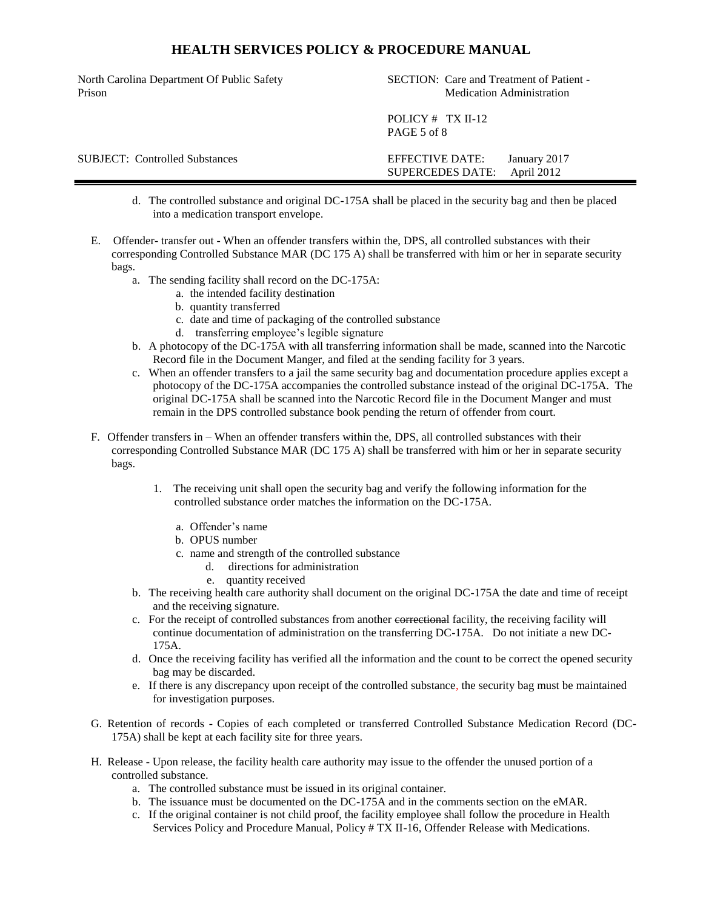d. The controlled substance and original DC-175A shall be placed in the security bag and then be placed into a medication transport envelope.

E. Offender- transfer out - When an offender transfers within the, DPS, all controlled substances with their corresponding Controlled Substance MAR (DC 175 A) shall be transferred with him or her in separate security bags.

   a. The sending facility shall record on the DC-175A:
      a. the intended facility destination
      b. quantity transferred
      c. date and time of packaging of the controlled substance
      d. transferring employee's legible signature
   b. A photocopy of the DC-175A with all transferring information shall be made, scanned into the Narcotic Record file in the Document Manger, and filed at the sending facility for 3 years.
   c. When an offender transfers to a jail the same security bag and documentation procedure applies except a photocopy of the DC-175A accompanies the controlled substance instead of the original DC-175A. The original DC-175A shall be scanned into the Narcotic Record file in the Document Manger and must remain in the DPS controlled substance book pending the return of offender from court.

F. Offender transfers in – When an offender transfers within the, DPS, all controlled substances with their corresponding Controlled Substance MAR (DC 175 A) shall be transferred with him or her in separate security bags.

   1. The receiving unit shall open the security bag and verify the following information for the controlled substance order matches the information on the DC-175A.

      a. Offender's name
      b. OPUS number
      c. name and strength of the controlled substance
      d. directions for administration
      e. quantity received

   b. The receiving health care authority shall document on the original DC-175A the date and time of receipt and the receiving signature.
   c. For the receipt of controlled substances from another ~~correctional~~ facility, the receiving facility will continue documentation of administration on the transferring DC-175A. Do not initiate a new DC-175A.
   d. Once the receiving facility has verified all the information and the count to be correct the opened security bag may be discarded.
   e. If there is any discrepancy upon receipt of the controlled substance, the security bag must be maintained for investigation purposes.

G. Retention of records - Copies of each completed or transferred Controlled Substance Medication Record (DC-175A) shall be kept at each facility site for three years.

H. Release - Upon release, the facility health care authority may issue to the offender the unused portion of a controlled substance.

   a. The controlled substance must be issued in its original container.
   b. The issuance must be documented on the DC-175A and in the comments section on the eMAR.
   c. If the original container is not child proof, the facility employee shall follow the procedure in Health Services Policy and Procedure Manual, Policy # TX II-16, Offender Release with Medications.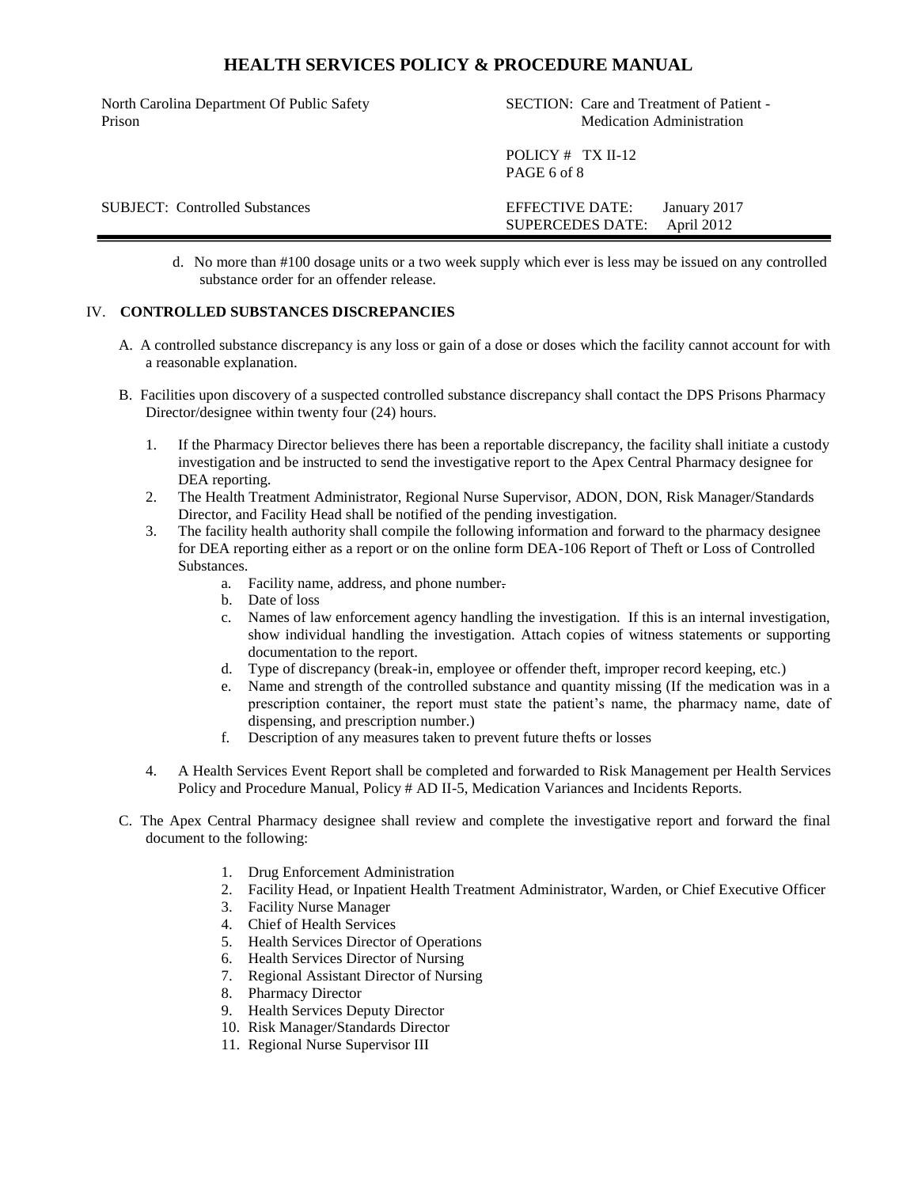d. No more than #100 dosage units or a two week supply which ever is less may be issued on any controlled substance order for an offender release.

## IV. CONTROLLED SUBSTANCES DISCREPANCIES

A. A controlled substance discrepancy is any loss or gain of a dose or doses which the facility cannot account for with a reasonable explanation.

B. Facilities upon discovery of a suspected controlled substance discrepancy shall contact the DPS Prisons Pharmacy Director/designee within twenty four (24) hours.

1. If the Pharmacy Director believes there has been a reportable discrepancy, the facility shall initiate a custody investigation and be instructed to send the investigative report to the Apex Central Pharmacy designee for DEA reporting.
2. The Health Treatment Administrator, Regional Nurse Supervisor, ADON, DON, Risk Manager/Standards Director, and Facility Head shall be notified of the pending investigation.
3. The facility health authority shall compile the following information and forward to the pharmacy designee for DEA reporting either as a report or on the online form DEA-106 Report of Theft or Loss of Controlled Substances.
   a. Facility name, address, and phone number.
   b. Date of loss
   c. Names of law enforcement agency handling the investigation. If this is an internal investigation, show individual handling the investigation. Attach copies of witness statements or supporting documentation to the report.
   d. Type of discrepancy (break-in, employee or offender theft, improper record keeping, etc.)
   e. Name and strength of the controlled substance and quantity missing (If the medication was in a prescription container, the report must state the patient's name, the pharmacy name, date of dispensing, and prescription number.)
   f. Description of any measures taken to prevent future thefts or losses
4. A Health Services Event Report shall be completed and forwarded to Risk Management per Health Services Policy and Procedure Manual, Policy # AD II-5, Medication Variances and Incidents Reports.

C. The Apex Central Pharmacy designee shall review and complete the investigative report and forward the final document to the following:

1. Drug Enforcement Administration
2. Facility Head, or Inpatient Health Treatment Administrator, Warden, or Chief Executive Officer
3. Facility Nurse Manager
4. Chief of Health Services
5. Health Services Director of Operations
6. Health Services Director of Nursing
7. Regional Assistant Director of Nursing
8. Pharmacy Director
9. Health Services Deputy Director
10. Risk Manager/Standards Director
11. Regional Nurse Supervisor III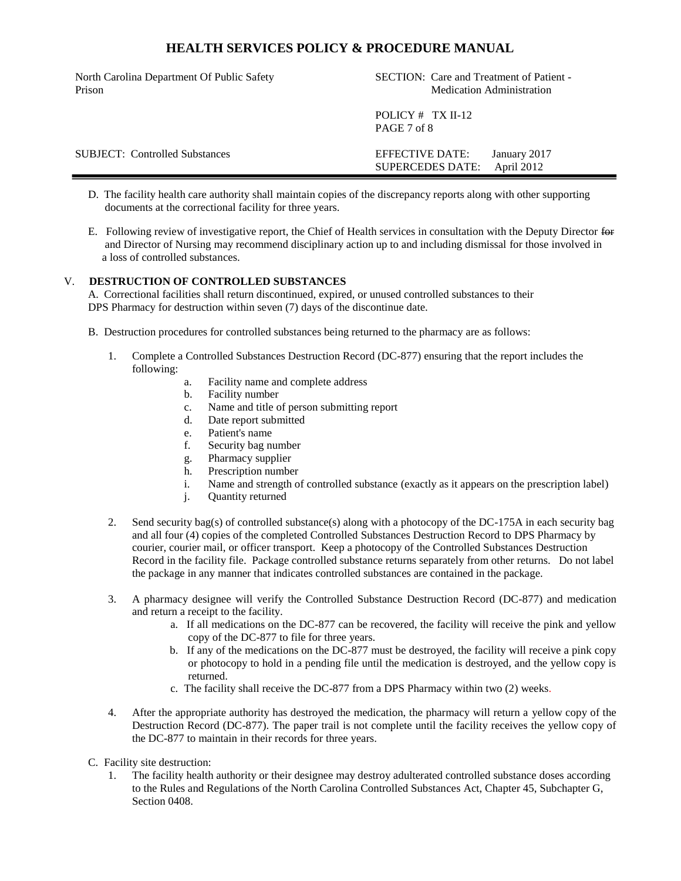D. The facility health care authority shall maintain copies of the discrepancy reports along with other supporting documents at the correctional facility for three years.

E. Following review of investigative report, the Chief of Health services in consultation with the Deputy Director ~~for~~ and Director of Nursing may recommend disciplinary action up to and including dismissal for those involved in a loss of controlled substances.

## V. DESTRUCTION OF CONTROLLED SUBSTANCES

A. Correctional facilities shall return discontinued, expired, or unused controlled substances to their DPS Pharmacy for destruction within seven (7) days of the discontinue date.

B. Destruction procedures for controlled substances being returned to the pharmacy are as follows:

1. Complete a Controlled Substances Destruction Record (DC-877) ensuring that the report includes the following:
   a. Facility name and complete address
   b. Facility number
   c. Name and title of person submitting report
   d. Date report submitted
   e. Patient's name
   f. Security bag number
   g. Pharmacy supplier
   h. Prescription number
   i. Name and strength of controlled substance (exactly as it appears on the prescription label)
   j. Quantity returned

2. Send security bag(s) of controlled substance(s) along with a photocopy of the DC-175A in each security bag and all four (4) copies of the completed Controlled Substances Destruction Record to DPS Pharmacy by courier, courier mail, or officer transport. Keep a photocopy of the Controlled Substances Destruction Record in the facility file. Package controlled substance returns separately from other returns. Do not label the package in any manner that indicates controlled substances are contained in the package.

3. A pharmacy designee will verify the Controlled Substance Destruction Record (DC-877) and medication and return a receipt to the facility.
   a. If all medications on the DC-877 can be recovered, the facility will receive the pink and yellow copy of the DC-877 to file for three years.
   b. If any of the medications on the DC-877 must be destroyed, the facility will receive a pink copy or photocopy to hold in a pending file until the medication is destroyed, and the yellow copy is returned.
   c. The facility shall receive the DC-877 from a DPS Pharmacy within two (2) weeks.

4. After the appropriate authority has destroyed the medication, the pharmacy will return a yellow copy of the Destruction Record (DC-877). The paper trail is not complete until the facility receives the yellow copy of the DC-877 to maintain in their records for three years.

C. Facility site destruction:

1. The facility health authority or their designee may destroy adulterated controlled substance doses according to the Rules and Regulations of the North Carolina Controlled Substances Act, Chapter 45, Subchapter G, Section 0408.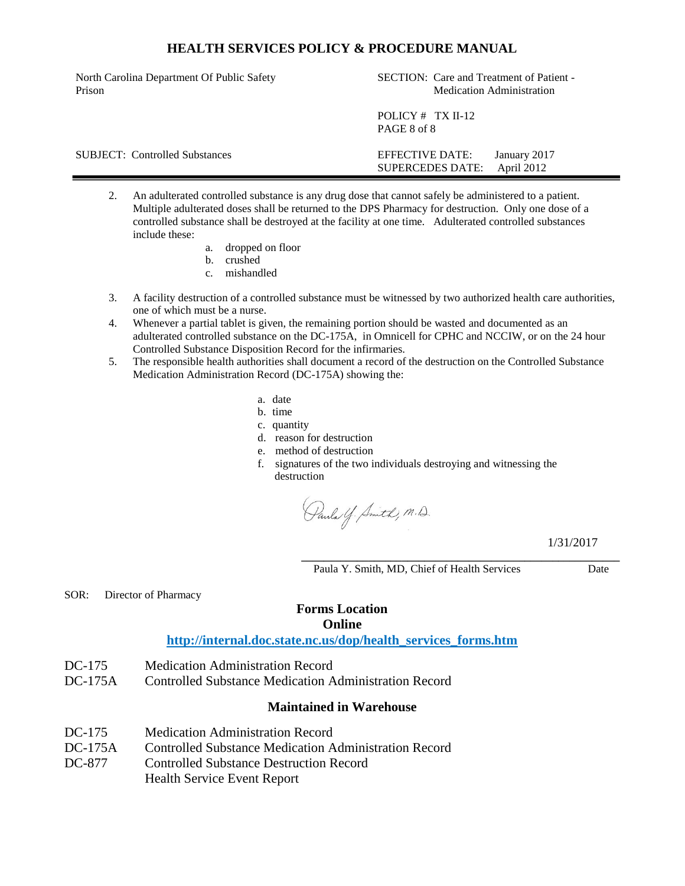2. An adulterated controlled substance is any drug dose that cannot safely be administered to a patient. Multiple adulterated doses shall be returned to the DPS Pharmacy for destruction. Only one dose of a controlled substance shall be destroyed at the facility at one time. Adulterated controlled substances include these:
   a. dropped on floor
   b. crushed
   c. mishandled

3. A facility destruction of a controlled substance must be witnessed by two authorized health care authorities, one of which must be a nurse.
4. Whenever a partial tablet is given, the remaining portion should be wasted and documented as an adulterated controlled substance on the DC-175A, in Omnicell for CPHC and NCCIW, or on the 24 hour Controlled Substance Disposition Record for the infirmaries.
5. The responsible health authorities shall document a record of the destruction on the Controlled Substance Medication Administration Record (DC-175A) showing the:
   a. date
   b. time
   c. quantity
   d. reason for destruction
   e. method of destruction
   f. signatures of the two individuals destroying and witnessing the destruction

Paula Y. Smith, M.D.

1/31/2017

Paula Y. Smith, MD, Chief of Health Services Date

SOR: Director of Pharmacy

**Forms Location**

**Online**

**http://internal.doc.state.nc.us/dop/health_services_forms.htm**

| | |
|---|---|
| DC-175 | Medication Administration Record |
| DC-175A | Controlled Substance Medication Administration Record |

**Maintained in Warehouse**

| | |
|---|---|
| DC-175 | Medication Administration Record |
| DC-175A | Controlled Substance Medication Administration Record |
| DC-877 | Controlled Substance Destruction Record |
| | Health Service Event Report |